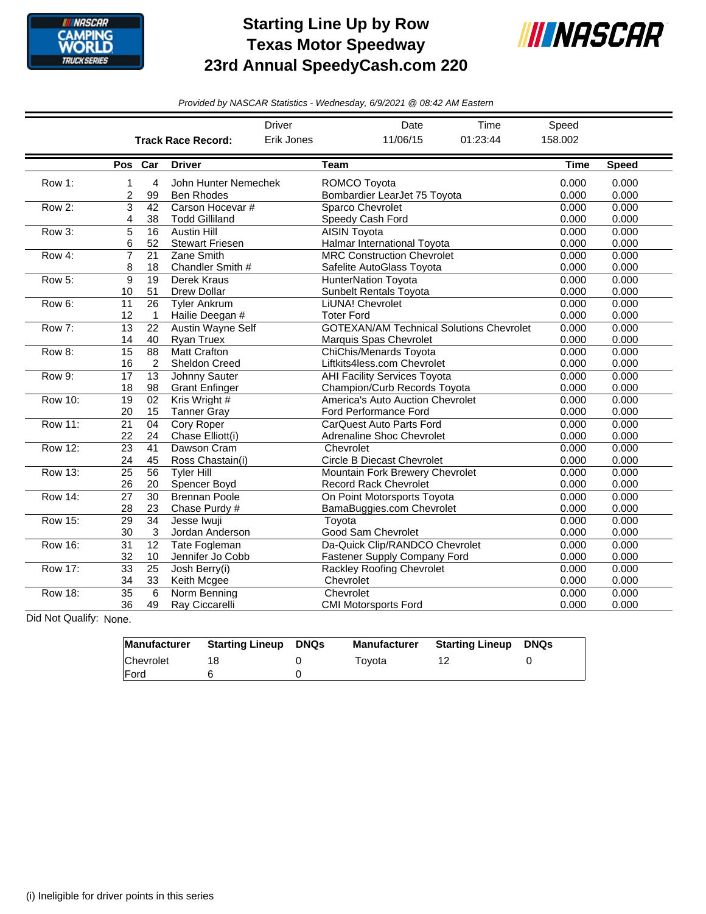# Starting Line Up by Row
# Texas Motor Speedway
# 23rd Annual SpeedyCash.com 220

*Provided by NASCAR Statistics - Wednesday, 6/9/2021 @ 08:42 AM Eastern*

| | Driver | Date | Time | Speed |
|---|---|---|---|---|
| **Track Race Record:** | Erik Jones | 11/06/15 | 01:23:44 | 158.002 |

| | Pos | Car | Driver | Team | Time | Speed |
|---|---|---|---|---|---|---|
| Row 1: | 1 | 4 | John Hunter Nemechek | ROMCO Toyota | 0.000 | 0.000 |
| | 2 | 99 | Ben Rhodes | Bombardier LearJet 75 Toyota | 0.000 | 0.000 |
| Row 2: | 3 | 42 | Carson Hocevar # | Sparco Chevrolet | 0.000 | 0.000 |
| | 4 | 38 | Todd Gilliland | Speedy Cash Ford | 0.000 | 0.000 |
| Row 3: | 5 | 16 | Austin Hill | AISIN Toyota | 0.000 | 0.000 |
| | 6 | 52 | Stewart Friesen | Halmar International Toyota | 0.000 | 0.000 |
| Row 4: | 7 | 21 | Zane Smith | MRC Construction Chevrolet | 0.000 | 0.000 |
| | 8 | 18 | Chandler Smith # | Safelite AutoGlass Toyota | 0.000 | 0.000 |
| Row 5: | 9 | 19 | Derek Kraus | HunterNation Toyota | 0.000 | 0.000 |
| | 10 | 51 | Drew Dollar | Sunbelt Rentals Toyota | 0.000 | 0.000 |
| Row 6: | 11 | 26 | Tyler Ankrum | LiUNA! Chevrolet | 0.000 | 0.000 |
| | 12 | 1 | Hailie Deegan # | Toter Ford | 0.000 | 0.000 |
| Row 7: | 13 | 22 | Austin Wayne Self | GOTEXAN/AM Technical Solutions Chevrolet | 0.000 | 0.000 |
| | 14 | 40 | Ryan Truex | Marquis Spas Chevrolet | 0.000 | 0.000 |
| Row 8: | 15 | 88 | Matt Crafton | ChiChis/Menards Toyota | 0.000 | 0.000 |
| | 16 | 2 | Sheldon Creed | Liftkits4less.com Chevrolet | 0.000 | 0.000 |
| Row 9: | 17 | 13 | Johnny Sauter | AHI Facility Services Toyota | 0.000 | 0.000 |
| | 18 | 98 | Grant Enfinger | Champion/Curb Records Toyota | 0.000 | 0.000 |
| Row 10: | 19 | 02 | Kris Wright # | America's Auto Auction Chevrolet | 0.000 | 0.000 |
| | 20 | 15 | Tanner Gray | Ford Performance Ford | 0.000 | 0.000 |
| Row 11: | 21 | 04 | Cory Roper | CarQuest Auto Parts Ford | 0.000 | 0.000 |
| | 22 | 24 | Chase Elliott(i) | Adrenaline Shoc Chevrolet | 0.000 | 0.000 |
| Row 12: | 23 | 41 | Dawson Cram | Chevrolet | 0.000 | 0.000 |
| | 24 | 45 | Ross Chastain(i) | Circle B Diecast Chevrolet | 0.000 | 0.000 |
| Row 13: | 25 | 56 | Tyler Hill | Mountain Fork Brewery Chevrolet | 0.000 | 0.000 |
| | 26 | 20 | Spencer Boyd | Record Rack Chevrolet | 0.000 | 0.000 |
| Row 14: | 27 | 30 | Brennan Poole | On Point Motorsports Toyota | 0.000 | 0.000 |
| | 28 | 23 | Chase Purdy # | BamaBuggies.com Chevrolet | 0.000 | 0.000 |
| Row 15: | 29 | 34 | Jesse Iwuji | Toyota | 0.000 | 0.000 |
| | 30 | 3 | Jordan Anderson | Good Sam Chevrolet | 0.000 | 0.000 |
| Row 16: | 31 | 12 | Tate Fogleman | Da-Quick Clip/RANDCO Chevrolet | 0.000 | 0.000 |
| | 32 | 10 | Jennifer Jo Cobb | Fastener Supply Company Ford | 0.000 | 0.000 |
| Row 17: | 33 | 25 | Josh Berry(i) | Rackley Roofing Chevrolet | 0.000 | 0.000 |
| | 34 | 33 | Keith Mcgee | Chevrolet | 0.000 | 0.000 |
| Row 18: | 35 | 6 | Norm Benning | Chevrolet | 0.000 | 0.000 |
| | 36 | 49 | Ray Ciccarelli | CMI Motorsports Ford | 0.000 | 0.000 |

Did Not Qualify: None.

| Manufacturer | Starting Lineup | DNQs | Manufacturer | Starting Lineup | DNQs |
|---|---|---|---|---|---|
| Chevrolet | 18 | 0 | Toyota | 12 | 0 |
| Ford | 6 | 0 | | | |

(i) Ineligible for driver points in this series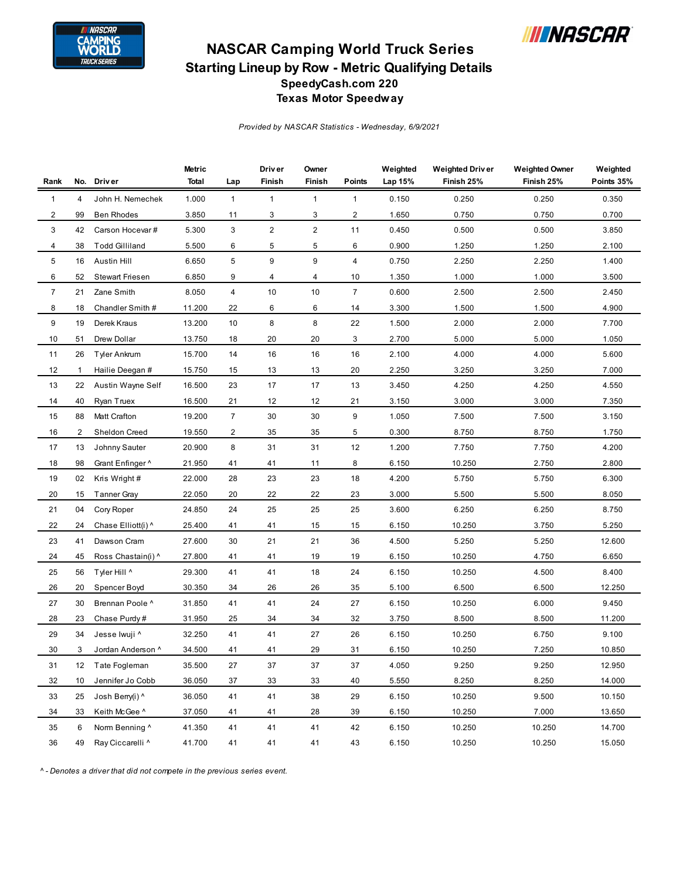# NASCAR Camping World Truck Series

## Starting Lineup by Row - Metric Qualifying Details

### SpeedyCash.com 220

### Texas Motor Speedway

*Provided by NASCAR Statistics - Wednesday, 6/9/2021*

| Rank | No. | Driver | Metric Total | Lap | Driver Finish | Owner Finish | Points | Weighted Lap 15% | Weighted Driver Finish 25% | Weighted Owner Finish 25% | Weighted Points 35% |
|---|---|---|---|---|---|---|---|---|---|---|---|
| 1 | 4 | John H. Nemechek | 1.000 | 1 | 1 | 1 | 1 | 0.150 | 0.250 | 0.250 | 0.350 |
| 2 | 99 | Ben Rhodes | 3.850 | 11 | 3 | 3 | 2 | 1.650 | 0.750 | 0.750 | 0.700 |
| 3 | 42 | Carson Hocevar # | 5.300 | 3 | 2 | 2 | 11 | 0.450 | 0.500 | 0.500 | 3.850 |
| 4 | 38 | Todd Gilliland | 5.500 | 6 | 5 | 5 | 6 | 0.900 | 1.250 | 1.250 | 2.100 |
| 5 | 16 | Austin Hill | 6.650 | 5 | 9 | 9 | 4 | 0.750 | 2.250 | 2.250 | 1.400 |
| 6 | 52 | Stewart Friesen | 6.850 | 9 | 4 | 4 | 10 | 1.350 | 1.000 | 1.000 | 3.500 |
| 7 | 21 | Zane Smith | 8.050 | 4 | 10 | 10 | 7 | 0.600 | 2.500 | 2.500 | 2.450 |
| 8 | 18 | Chandler Smith # | 11.200 | 22 | 6 | 6 | 14 | 3.300 | 1.500 | 1.500 | 4.900 |
| 9 | 19 | Derek Kraus | 13.200 | 10 | 8 | 8 | 22 | 1.500 | 2.000 | 2.000 | 7.700 |
| 10 | 51 | Drew Dollar | 13.750 | 18 | 20 | 20 | 3 | 2.700 | 5.000 | 5.000 | 1.050 |
| 11 | 26 | Tyler Ankrum | 15.700 | 14 | 16 | 16 | 16 | 2.100 | 4.000 | 4.000 | 5.600 |
| 12 | 1 | Hailie Deegan # | 15.750 | 15 | 13 | 13 | 20 | 2.250 | 3.250 | 3.250 | 7.000 |
| 13 | 22 | Austin Wayne Self | 16.500 | 23 | 17 | 17 | 13 | 3.450 | 4.250 | 4.250 | 4.550 |
| 14 | 40 | Ryan Truex | 16.500 | 21 | 12 | 12 | 21 | 3.150 | 3.000 | 3.000 | 7.350 |
| 15 | 88 | Matt Crafton | 19.200 | 7 | 30 | 30 | 9 | 1.050 | 7.500 | 7.500 | 3.150 |
| 16 | 2 | Sheldon Creed | 19.550 | 2 | 35 | 35 | 5 | 0.300 | 8.750 | 8.750 | 1.750 |
| 17 | 13 | Johnny Sauter | 20.900 | 8 | 31 | 31 | 12 | 1.200 | 7.750 | 7.750 | 4.200 |
| 18 | 98 | Grant Enfinger ^ | 21.950 | 41 | 41 | 11 | 8 | 6.150 | 10.250 | 2.750 | 2.800 |
| 19 | 02 | Kris Wright # | 22.000 | 28 | 23 | 23 | 18 | 4.200 | 5.750 | 5.750 | 6.300 |
| 20 | 15 | Tanner Gray | 22.050 | 20 | 22 | 22 | 23 | 3.000 | 5.500 | 5.500 | 8.050 |
| 21 | 04 | Cory Roper | 24.850 | 24 | 25 | 25 | 25 | 3.600 | 6.250 | 6.250 | 8.750 |
| 22 | 24 | Chase Elliott(i) ^ | 25.400 | 41 | 41 | 15 | 15 | 6.150 | 10.250 | 3.750 | 5.250 |
| 23 | 41 | Dawson Cram | 27.600 | 30 | 21 | 21 | 36 | 4.500 | 5.250 | 5.250 | 12.600 |
| 24 | 45 | Ross Chastain(i) ^ | 27.800 | 41 | 41 | 19 | 19 | 6.150 | 10.250 | 4.750 | 6.650 |
| 25 | 56 | Tyler Hill ^ | 29.300 | 41 | 41 | 18 | 24 | 6.150 | 10.250 | 4.500 | 8.400 |
| 26 | 20 | Spencer Boyd | 30.350 | 34 | 26 | 26 | 35 | 5.100 | 6.500 | 6.500 | 12.250 |
| 27 | 30 | Brennan Poole ^ | 31.850 | 41 | 41 | 24 | 27 | 6.150 | 10.250 | 6.000 | 9.450 |
| 28 | 23 | Chase Purdy # | 31.950 | 25 | 34 | 34 | 32 | 3.750 | 8.500 | 8.500 | 11.200 |
| 29 | 34 | Jesse Iwuji ^ | 32.250 | 41 | 41 | 27 | 26 | 6.150 | 10.250 | 6.750 | 9.100 |
| 30 | 3 | Jordan Anderson ^ | 34.500 | 41 | 41 | 29 | 31 | 6.150 | 10.250 | 7.250 | 10.850 |
| 31 | 12 | Tate Fogleman | 35.500 | 27 | 37 | 37 | 37 | 4.050 | 9.250 | 9.250 | 12.950 |
| 32 | 10 | Jennifer Jo Cobb | 36.050 | 37 | 33 | 33 | 40 | 5.550 | 8.250 | 8.250 | 14.000 |
| 33 | 25 | Josh Berry(i) ^ | 36.050 | 41 | 41 | 38 | 29 | 6.150 | 10.250 | 9.500 | 10.150 |
| 34 | 33 | Keith McGee ^ | 37.050 | 41 | 41 | 28 | 39 | 6.150 | 10.250 | 7.000 | 13.650 |
| 35 | 6 | Norm Benning ^ | 41.350 | 41 | 41 | 41 | 42 | 6.150 | 10.250 | 10.250 | 14.700 |
| 36 | 49 | Ray Ciccarelli ^ | 41.700 | 41 | 41 | 41 | 43 | 6.150 | 10.250 | 10.250 | 15.050 |

*^ - Denotes a driver that did not compete in the previous series event.*